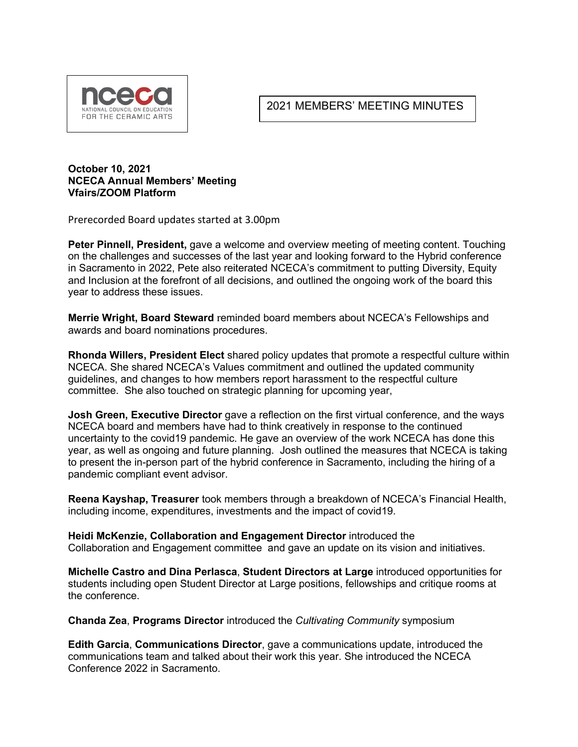nceca
NATIONAL COUNCIL ON EDUCATION FOR THE CERAMIC ARTS

# 2021 MEMBERS' MEETING MINUTES

**October 10, 2021**
**NCECA Annual Members' Meeting**
**Vfairs/ZOOM Platform**

Prerecorded Board updates started at 3.00pm

**Peter Pinnell, President,** gave a welcome and overview meeting of meeting content. Touching on the challenges and successes of the last year and looking forward to the Hybrid conference in Sacramento in 2022, Pete also reiterated NCECA's commitment to putting Diversity, Equity and Inclusion at the forefront of all decisions, and outlined the ongoing work of the board this year to address these issues.

**Merrie Wright, Board Steward** reminded board members about NCECA's Fellowships and awards and board nominations procedures.

**Rhonda Willers, President Elect** shared policy updates that promote a respectful culture within NCECA. She shared NCECA's Values commitment and outlined the updated community guidelines, and changes to how members report harassment to the respectful culture committee. She also touched on strategic planning for upcoming year,

**Josh Green, Executive Director** gave a reflection on the first virtual conference, and the ways NCECA board and members have had to think creatively in response to the continued uncertainty to the covid19 pandemic. He gave an overview of the work NCECA has done this year, as well as ongoing and future planning. Josh outlined the measures that NCECA is taking to present the in-person part of the hybrid conference in Sacramento, including the hiring of a pandemic compliant event advisor.

**Reena Kayshap, Treasurer** took members through a breakdown of NCECA's Financial Health, including income, expenditures, investments and the impact of covid19.

**Heidi McKenzie, Collaboration and Engagement Director** introduced the Collaboration and Engagement committee and gave an update on its vision and initiatives.

**Michelle Castro and Dina Perlasca**, **Student Directors at Large** introduced opportunities for students including open Student Director at Large positions, fellowships and critique rooms at the conference.

**Chanda Zea**, **Programs Director** introduced the *Cultivating Community* symposium

**Edith Garcia**, **Communications Director**, gave a communications update, introduced the communications team and talked about their work this year. She introduced the NCECA Conference 2022 in Sacramento.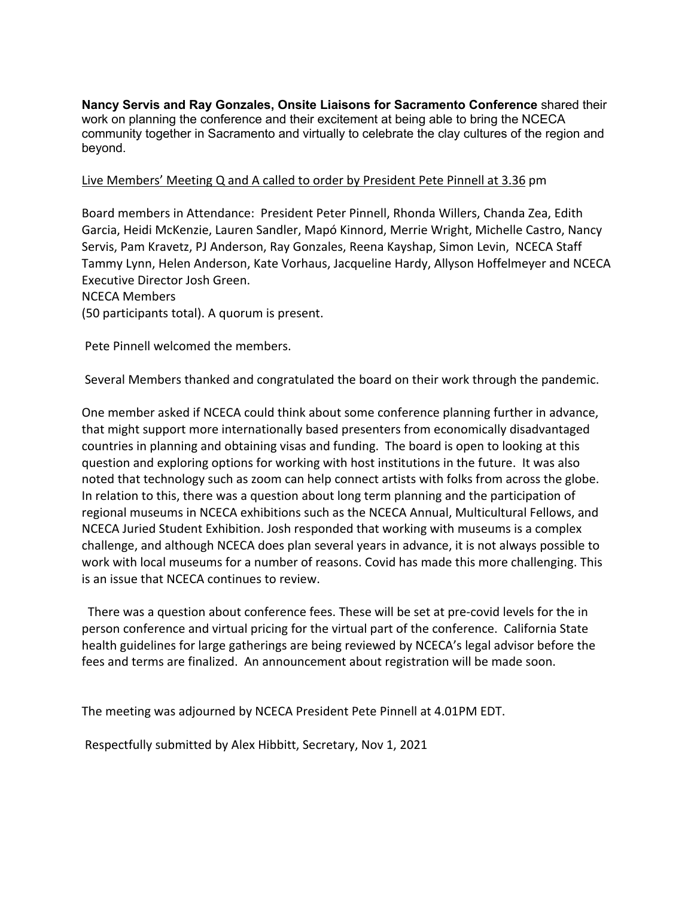**Nancy Servis and Ray Gonzales, Onsite Liaisons for Sacramento Conference** shared their work on planning the conference and their excitement at being able to bring the NCECA community together in Sacramento and virtually to celebrate the clay cultures of the region and beyond.

<u>Live Members' Meeting Q and A called to order by President Pete Pinnell at 3.36</u> pm

Board members in Attendance: President Peter Pinnell, Rhonda Willers, Chanda Zea, Edith Garcia, Heidi McKenzie, Lauren Sandler, Mapó Kinnord, Merrie Wright, Michelle Castro, Nancy Servis, Pam Kravetz, PJ Anderson, Ray Gonzales, Reena Kayshap, Simon Levin, NCECA Staff Tammy Lynn, Helen Anderson, Kate Vorhaus, Jacqueline Hardy, Allyson Hoffelmeyer and NCECA Executive Director Josh Green.
NCECA Members
(50 participants total). A quorum is present.

Pete Pinnell welcomed the members.

Several Members thanked and congratulated the board on their work through the pandemic.

One member asked if NCECA could think about some conference planning further in advance, that might support more internationally based presenters from economically disadvantaged countries in planning and obtaining visas and funding. The board is open to looking at this question and exploring options for working with host institutions in the future. It was also noted that technology such as zoom can help connect artists with folks from across the globe. In relation to this, there was a question about long term planning and the participation of regional museums in NCECA exhibitions such as the NCECA Annual, Multicultural Fellows, and NCECA Juried Student Exhibition. Josh responded that working with museums is a complex challenge, and although NCECA does plan several years in advance, it is not always possible to work with local museums for a number of reasons. Covid has made this more challenging. This is an issue that NCECA continues to review.

There was a question about conference fees. These will be set at pre-covid levels for the in person conference and virtual pricing for the virtual part of the conference. California State health guidelines for large gatherings are being reviewed by NCECA's legal advisor before the fees and terms are finalized. An announcement about registration will be made soon.

The meeting was adjourned by NCECA President Pete Pinnell at 4.01PM EDT.

Respectfully submitted by Alex Hibbitt, Secretary, Nov 1, 2021